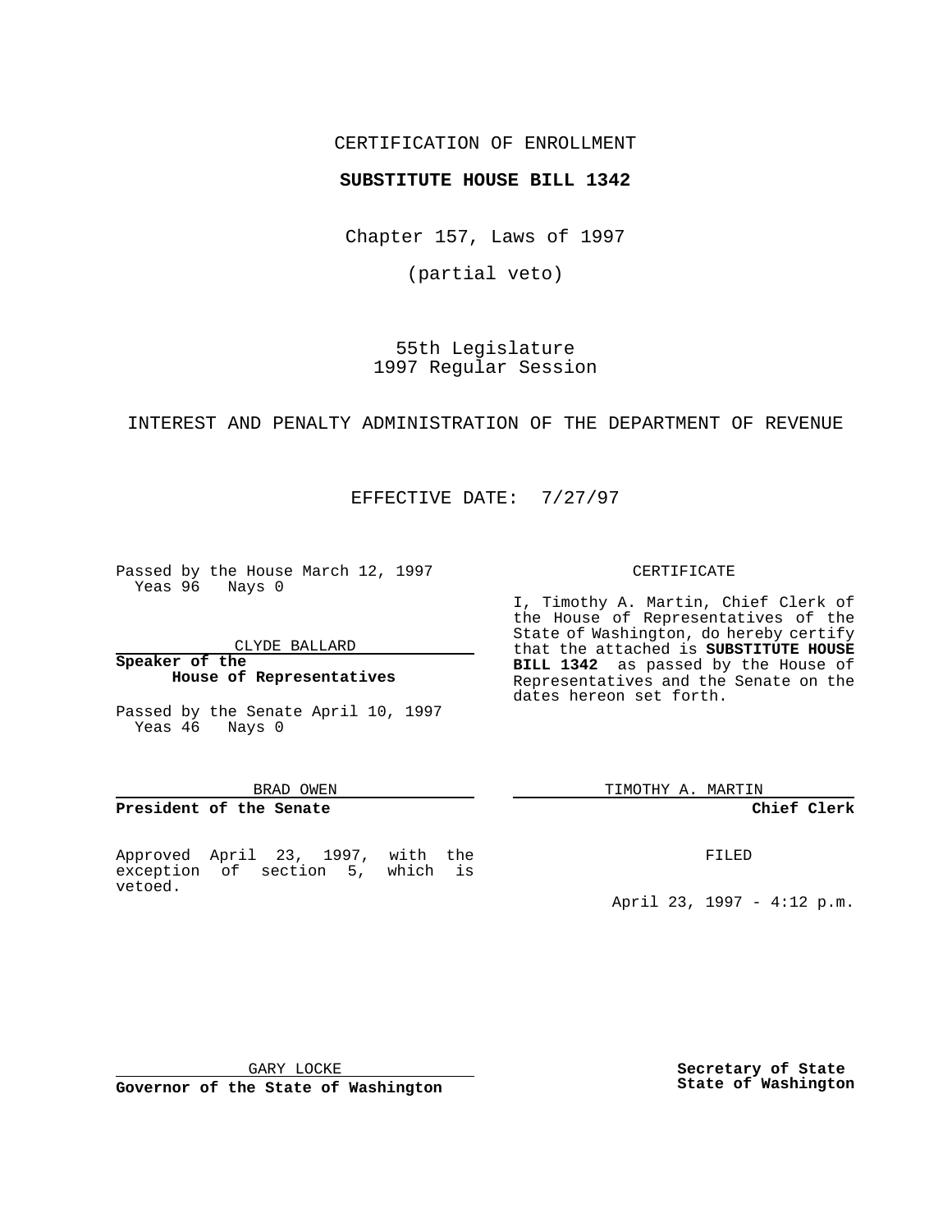CERTIFICATION OF ENROLLMENT

**SUBSTITUTE HOUSE BILL 1342**

Chapter 157, Laws of 1997

(partial veto)

55th Legislature
1997 Regular Session

INTEREST AND PENALTY ADMINISTRATION OF THE DEPARTMENT OF REVENUE

EFFECTIVE DATE: 7/27/97

Passed by the House March 12, 1997
Yeas 96 Nays 0

CLYDE BALLARD

**Speaker of the House of Representatives**

Passed by the Senate April 10, 1997
Yeas 46 Nays 0

BRAD OWEN

**President of the Senate**

Approved April 23, 1997, with the exception of section 5, which is vetoed.

GARY LOCKE

**Governor of the State of Washington**

CERTIFICATE

I, Timothy A. Martin, Chief Clerk of the House of Representatives of the State of Washington, do hereby certify that the attached is **SUBSTITUTE HOUSE BILL 1342** as passed by the House of Representatives and the Senate on the dates hereon set forth.

TIMOTHY A. MARTIN

**Chief Clerk**

FILED

April 23, 1997 - 4:12 p.m.

**Secretary of State State of Washington**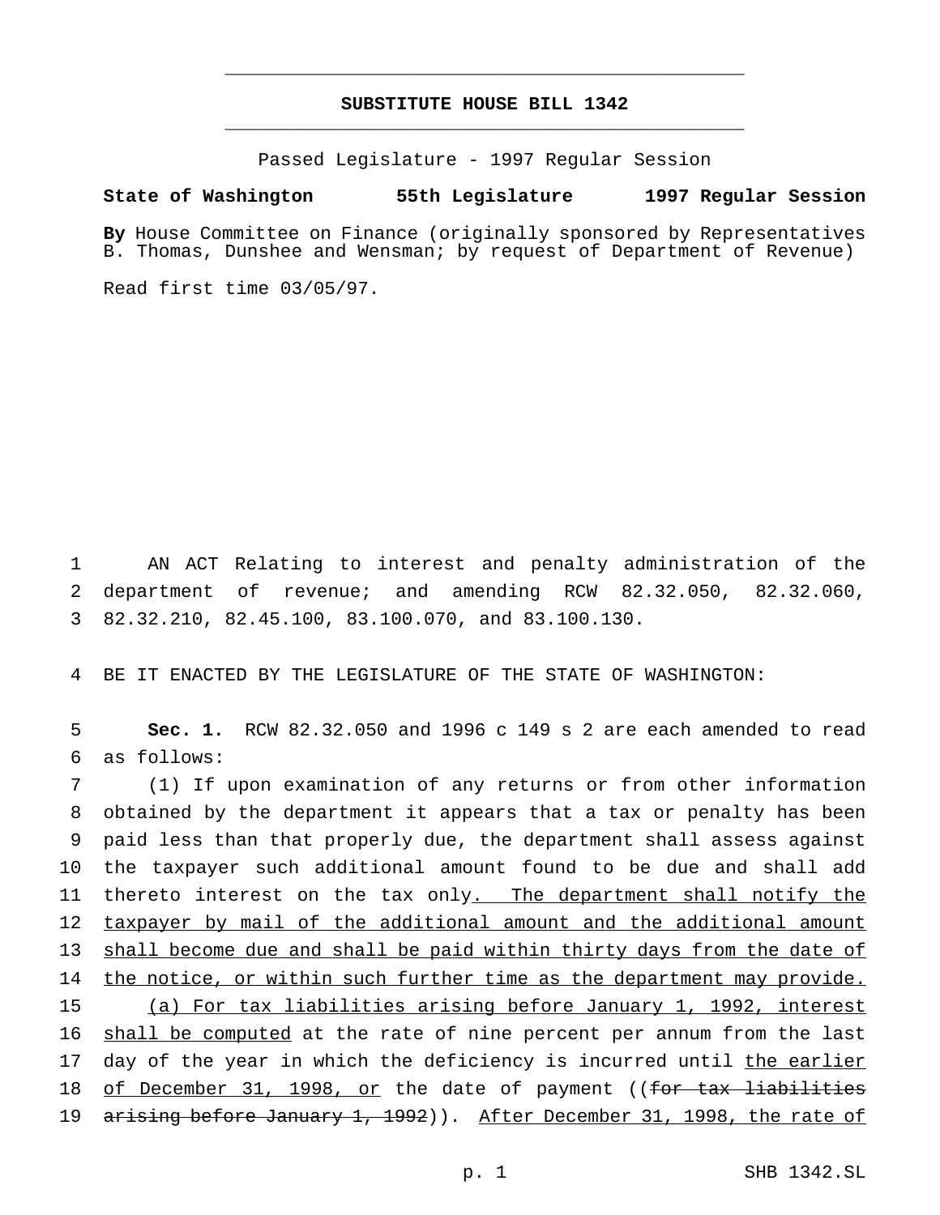# SUBSTITUTE HOUSE BILL 1342

Passed Legislature - 1997 Regular Session

**State of Washington 55th Legislature 1997 Regular Session**

**By** House Committee on Finance (originally sponsored by Representatives B. Thomas, Dunshee and Wensman; by request of Department of Revenue)

Read first time 03/05/97.

AN ACT Relating to interest and penalty administration of the department of revenue; and amending RCW 82.32.050, 82.32.060, 82.32.210, 82.45.100, 83.100.070, and 83.100.130.

BE IT ENACTED BY THE LEGISLATURE OF THE STATE OF WASHINGTON:

**Sec. 1.** RCW 82.32.050 and 1996 c 149 s 2 are each amended to read as follows:

(1) If upon examination of any returns or from other information obtained by the department it appears that a tax or penalty has been paid less than that properly due, the department shall assess against the taxpayer such additional amount found to be due and shall add thereto interest on the tax only. The department shall notify the taxpayer by mail of the additional amount and the additional amount shall become due and shall be paid within thirty days from the date of the notice, or within such further time as the department may provide.

(a) For tax liabilities arising before January 1, 1992, interest shall be computed at the rate of nine percent per annum from the last day of the year in which the deficiency is incurred until the earlier of December 31, 1998, or the date of payment ((~~for tax liabilities arising before January 1, 1992~~)). After December 31, 1998, the rate of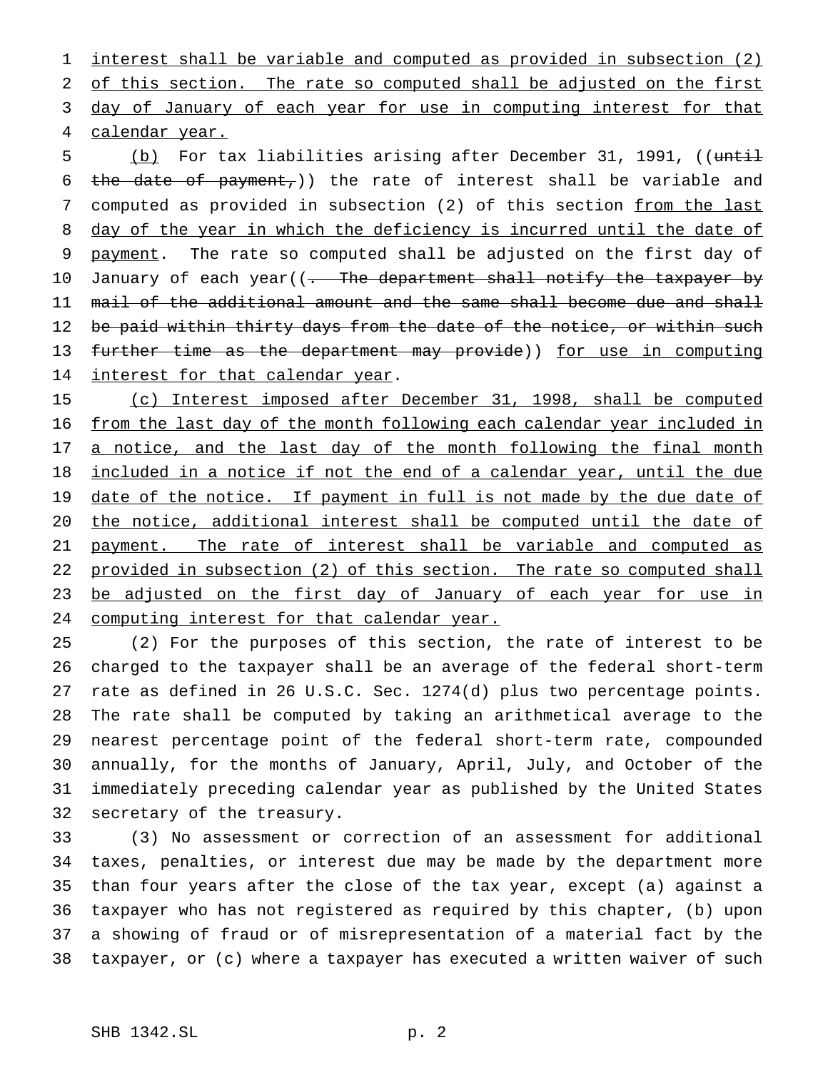interest shall be variable and computed as provided in subsection (2) of this section. The rate so computed shall be adjusted on the first day of January of each year for use in computing interest for that calendar year.

(b) For tax liabilities arising after December 31, 1991, ((until the date of payment,)) the rate of interest shall be variable and computed as provided in subsection (2) of this section from the last day of the year in which the deficiency is incurred until the date of payment. The rate so computed shall be adjusted on the first day of January of each year((. The department shall notify the taxpayer by mail of the additional amount and the same shall become due and shall be paid within thirty days from the date of the notice, or within such further time as the department may provide)) for use in computing interest for that calendar year.

(c) Interest imposed after December 31, 1998, shall be computed from the last day of the month following each calendar year included in a notice, and the last day of the month following the final month included in a notice if not the end of a calendar year, until the due date of the notice. If payment in full is not made by the due date of the notice, additional interest shall be computed until the date of payment. The rate of interest shall be variable and computed as provided in subsection (2) of this section. The rate so computed shall be adjusted on the first day of January of each year for use in computing interest for that calendar year.

(2) For the purposes of this section, the rate of interest to be charged to the taxpayer shall be an average of the federal short-term rate as defined in 26 U.S.C. Sec. 1274(d) plus two percentage points. The rate shall be computed by taking an arithmetical average to the nearest percentage point of the federal short-term rate, compounded annually, for the months of January, April, July, and October of the immediately preceding calendar year as published by the United States secretary of the treasury.

(3) No assessment or correction of an assessment for additional taxes, penalties, or interest due may be made by the department more than four years after the close of the tax year, except (a) against a taxpayer who has not registered as required by this chapter, (b) upon a showing of fraud or of misrepresentation of a material fact by the taxpayer, or (c) where a taxpayer has executed a written waiver of such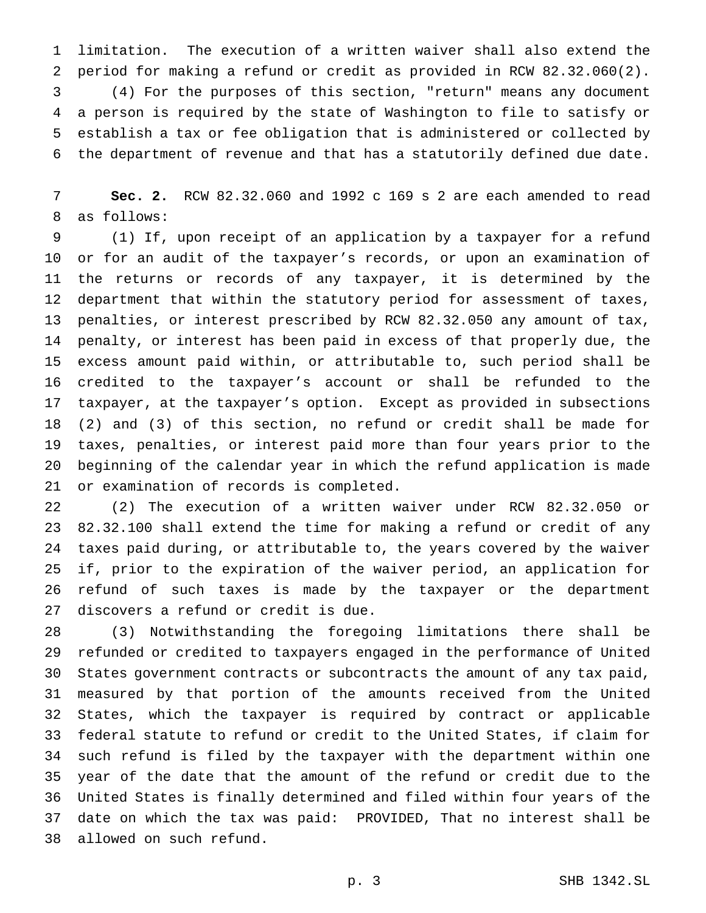limitation. The execution of a written waiver shall also extend the period for making a refund or credit as provided in RCW 82.32.060(2).

(4) For the purposes of this section, "return" means any document a person is required by the state of Washington to file to satisfy or establish a tax or fee obligation that is administered or collected by the department of revenue and that has a statutorily defined due date.

**Sec. 2.** RCW 82.32.060 and 1992 c 169 s 2 are each amended to read as follows:

(1) If, upon receipt of an application by a taxpayer for a refund or for an audit of the taxpayer's records, or upon an examination of the returns or records of any taxpayer, it is determined by the department that within the statutory period for assessment of taxes, penalties, or interest prescribed by RCW 82.32.050 any amount of tax, penalty, or interest has been paid in excess of that properly due, the excess amount paid within, or attributable to, such period shall be credited to the taxpayer's account or shall be refunded to the taxpayer, at the taxpayer's option. Except as provided in subsections (2) and (3) of this section, no refund or credit shall be made for taxes, penalties, or interest paid more than four years prior to the beginning of the calendar year in which the refund application is made or examination of records is completed.

(2) The execution of a written waiver under RCW 82.32.050 or 82.32.100 shall extend the time for making a refund or credit of any taxes paid during, or attributable to, the years covered by the waiver if, prior to the expiration of the waiver period, an application for refund of such taxes is made by the taxpayer or the department discovers a refund or credit is due.

(3) Notwithstanding the foregoing limitations there shall be refunded or credited to taxpayers engaged in the performance of United States government contracts or subcontracts the amount of any tax paid, measured by that portion of the amounts received from the United States, which the taxpayer is required by contract or applicable federal statute to refund or credit to the United States, if claim for such refund is filed by the taxpayer with the department within one year of the date that the amount of the refund or credit due to the United States is finally determined and filed within four years of the date on which the tax was paid: PROVIDED, That no interest shall be allowed on such refund.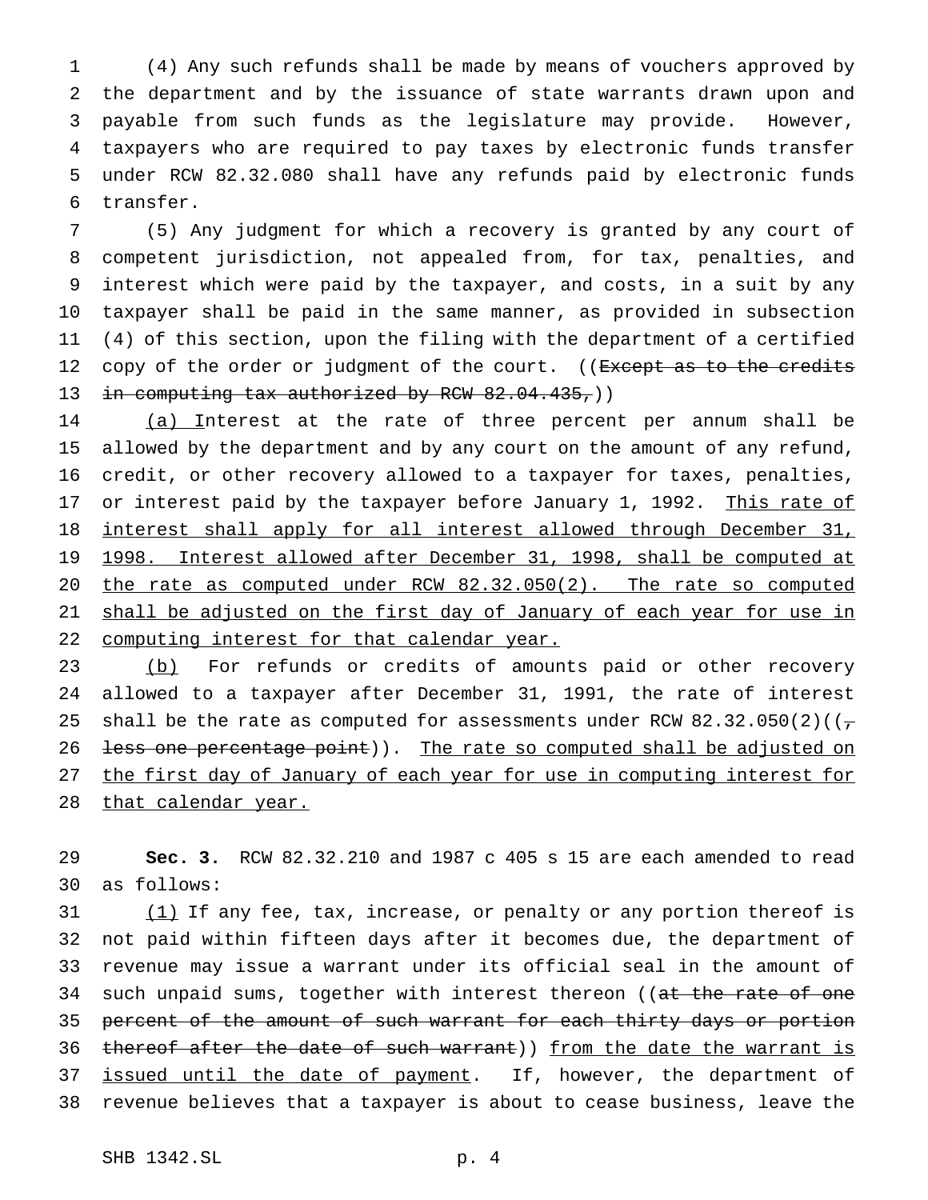(4) Any such refunds shall be made by means of vouchers approved by the department and by the issuance of state warrants drawn upon and payable from such funds as the legislature may provide. However, taxpayers who are required to pay taxes by electronic funds transfer under RCW 82.32.080 shall have any refunds paid by electronic funds transfer.

(5) Any judgment for which a recovery is granted by any court of competent jurisdiction, not appealed from, for tax, penalties, and interest which were paid by the taxpayer, and costs, in a suit by any taxpayer shall be paid in the same manner, as provided in subsection (4) of this section, upon the filing with the department of a certified copy of the order or judgment of the court. ((~~Except as to the credits in computing tax authorized by RCW 82.04.435,~~))

(a) Interest at the rate of three percent per annum shall be allowed by the department and by any court on the amount of any refund, credit, or other recovery allowed to a taxpayer for taxes, penalties, or interest paid by the taxpayer before January 1, 1992. This rate of interest shall apply for all interest allowed through December 31, 1998. Interest allowed after December 31, 1998, shall be computed at the rate as computed under RCW 82.32.050(2). The rate so computed shall be adjusted on the first day of January of each year for use in computing interest for that calendar year.

(b) For refunds or credits of amounts paid or other recovery allowed to a taxpayer after December 31, 1991, the rate of interest shall be the rate as computed for assessments under RCW 82.32.050(2)((~~, less one percentage point~~)). The rate so computed shall be adjusted on the first day of January of each year for use in computing interest for that calendar year.

**Sec. 3.** RCW 82.32.210 and 1987 c 405 s 15 are each amended to read as follows:

(1) If any fee, tax, increase, or penalty or any portion thereof is not paid within fifteen days after it becomes due, the department of revenue may issue a warrant under its official seal in the amount of such unpaid sums, together with interest thereon ((~~at the rate of one percent of the amount of such warrant for each thirty days or portion thereof after the date of such warrant~~)) from the date the warrant is issued until the date of payment. If, however, the department of revenue believes that a taxpayer is about to cease business, leave the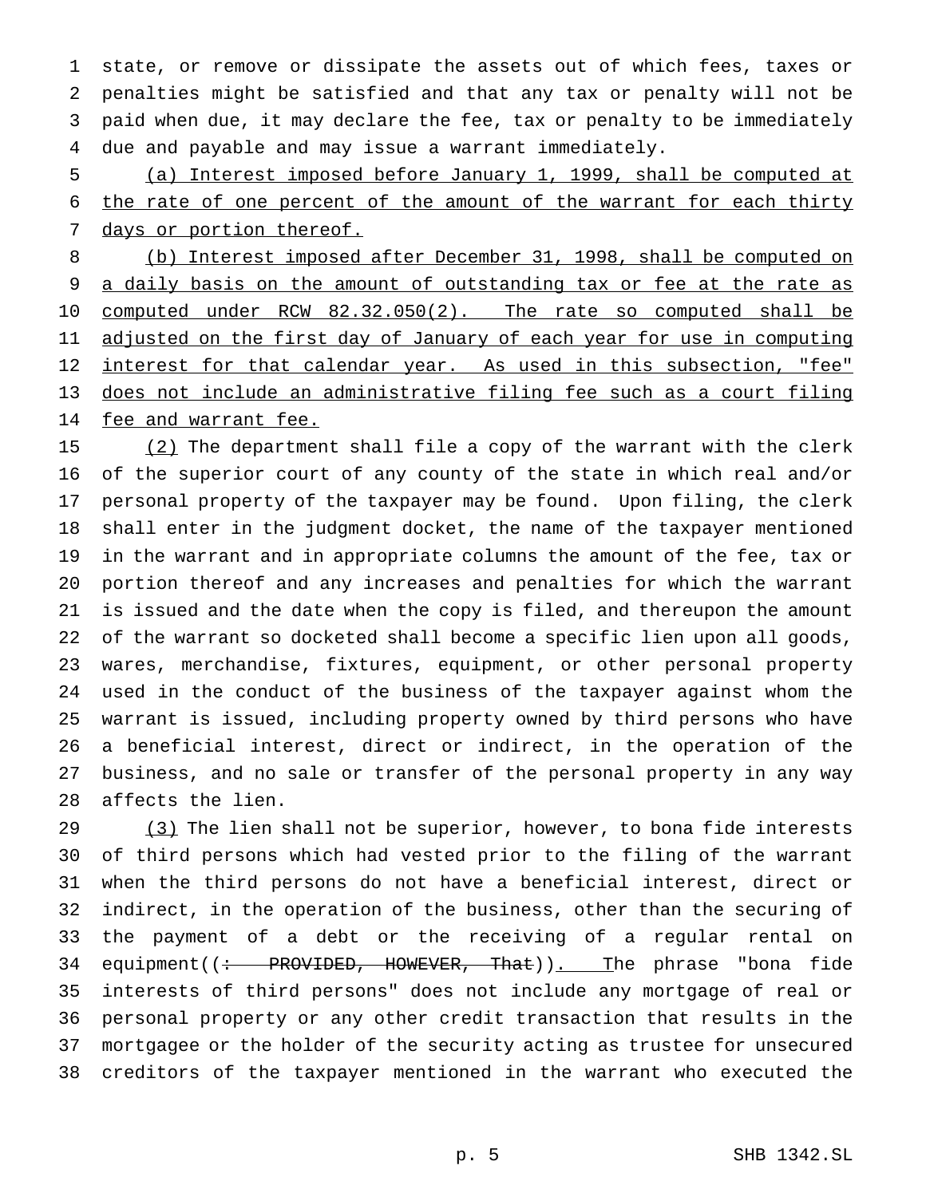state, or remove or dissipate the assets out of which fees, taxes or penalties might be satisfied and that any tax or penalty will not be paid when due, it may declare the fee, tax or penalty to be immediately due and payable and may issue a warrant immediately.

(a) Interest imposed before January 1, 1999, shall be computed at the rate of one percent of the amount of the warrant for each thirty days or portion thereof.

(b) Interest imposed after December 31, 1998, shall be computed on a daily basis on the amount of outstanding tax or fee at the rate as computed under RCW 82.32.050(2). The rate so computed shall be adjusted on the first day of January of each year for use in computing interest for that calendar year. As used in this subsection, "fee" does not include an administrative filing fee such as a court filing fee and warrant fee.

(2) The department shall file a copy of the warrant with the clerk of the superior court of any county of the state in which real and/or personal property of the taxpayer may be found. Upon filing, the clerk shall enter in the judgment docket, the name of the taxpayer mentioned in the warrant and in appropriate columns the amount of the fee, tax or portion thereof and any increases and penalties for which the warrant is issued and the date when the copy is filed, and thereupon the amount of the warrant so docketed shall become a specific lien upon all goods, wares, merchandise, fixtures, equipment, or other personal property used in the conduct of the business of the taxpayer against whom the warrant is issued, including property owned by third persons who have a beneficial interest, direct or indirect, in the operation of the business, and no sale or transfer of the personal property in any way affects the lien.

(3) The lien shall not be superior, however, to bona fide interests of third persons which had vested prior to the filing of the warrant when the third persons do not have a beneficial interest, direct or indirect, in the operation of the business, other than the securing of the payment of a debt or the receiving of a regular rental on equipment((~~: PROVIDED, HOWEVER, That~~)). The phrase "bona fide interests of third persons" does not include any mortgage of real or personal property or any other credit transaction that results in the mortgagee or the holder of the security acting as trustee for unsecured creditors of the taxpayer mentioned in the warrant who executed the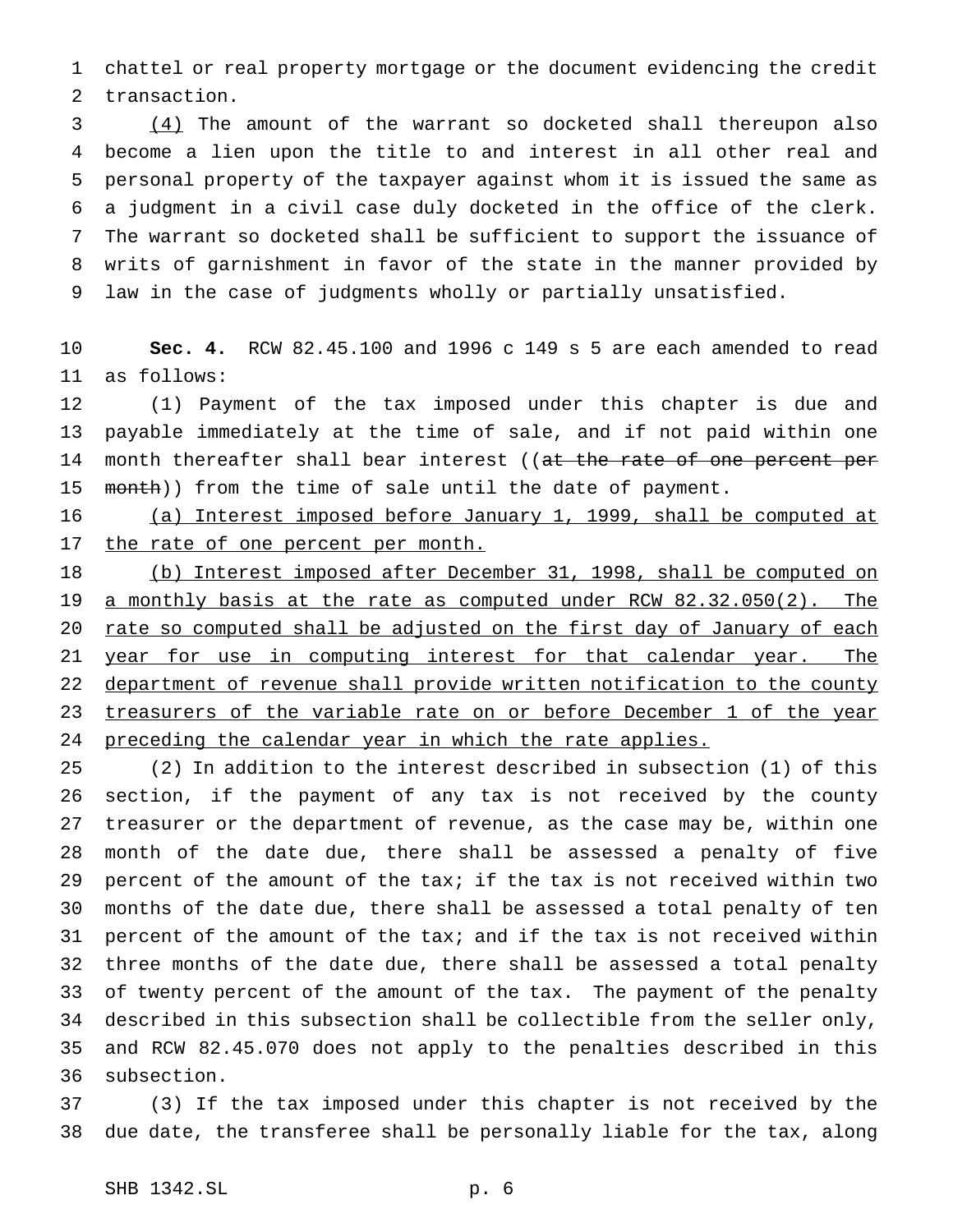chattel or real property mortgage or the document evidencing the credit transaction.

(4) The amount of the warrant so docketed shall thereupon also become a lien upon the title to and interest in all other real and personal property of the taxpayer against whom it is issued the same as a judgment in a civil case duly docketed in the office of the clerk. The warrant so docketed shall be sufficient to support the issuance of writs of garnishment in favor of the state in the manner provided by law in the case of judgments wholly or partially unsatisfied.

**Sec. 4.** RCW 82.45.100 and 1996 c 149 s 5 are each amended to read as follows:

(1) Payment of the tax imposed under this chapter is due and payable immediately at the time of sale, and if not paid within one month thereafter shall bear interest ((~~at the rate of one percent per month~~)) from the time of sale until the date of payment.

(a) Interest imposed before January 1, 1999, shall be computed at the rate of one percent per month.

(b) Interest imposed after December 31, 1998, shall be computed on a monthly basis at the rate as computed under RCW 82.32.050(2). The rate so computed shall be adjusted on the first day of January of each year for use in computing interest for that calendar year. The department of revenue shall provide written notification to the county treasurers of the variable rate on or before December 1 of the year preceding the calendar year in which the rate applies.

(2) In addition to the interest described in subsection (1) of this section, if the payment of any tax is not received by the county treasurer or the department of revenue, as the case may be, within one month of the date due, there shall be assessed a penalty of five percent of the amount of the tax; if the tax is not received within two months of the date due, there shall be assessed a total penalty of ten percent of the amount of the tax; and if the tax is not received within three months of the date due, there shall be assessed a total penalty of twenty percent of the amount of the tax. The payment of the penalty described in this subsection shall be collectible from the seller only, and RCW 82.45.070 does not apply to the penalties described in this subsection.

(3) If the tax imposed under this chapter is not received by the due date, the transferee shall be personally liable for the tax, along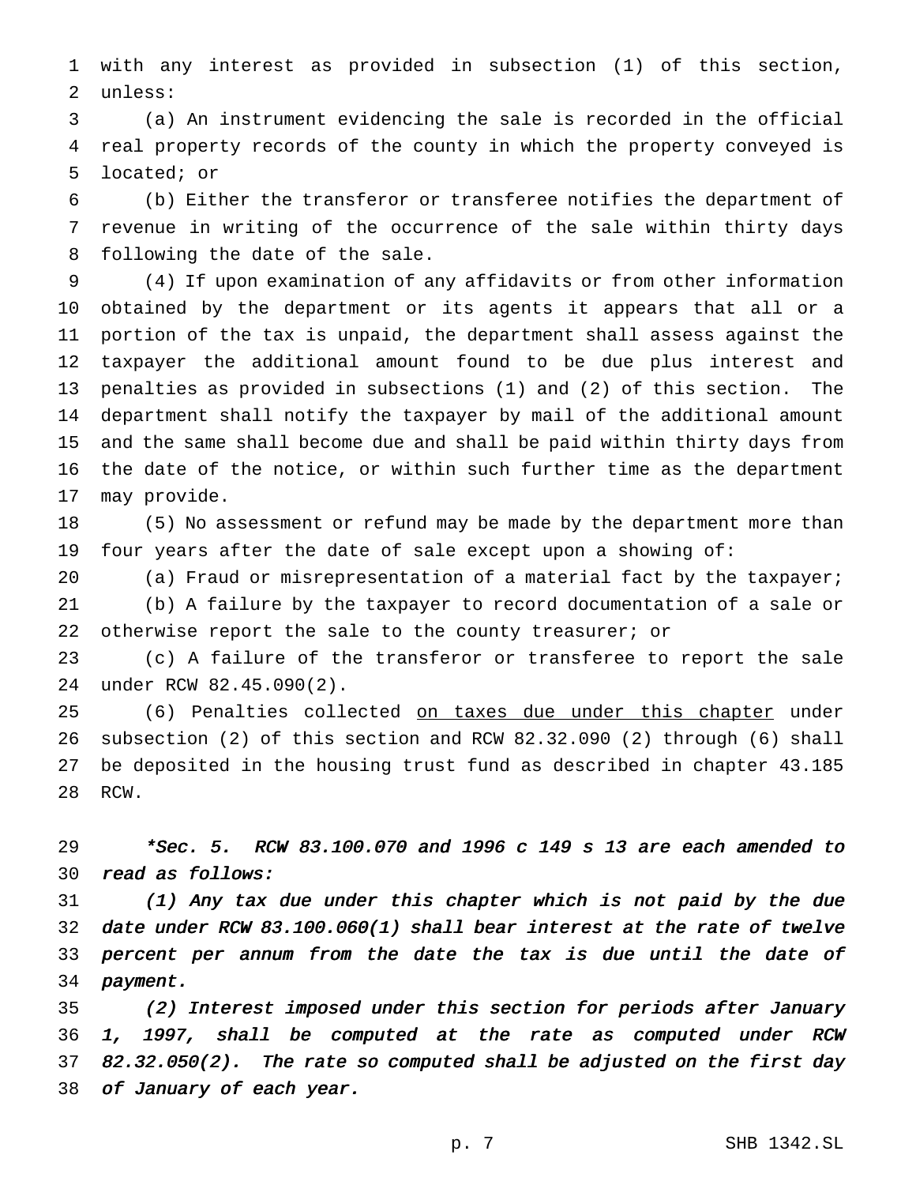with any interest as provided in subsection (1) of this section, unless:

(a) An instrument evidencing the sale is recorded in the official real property records of the county in which the property conveyed is located; or

(b) Either the transferor or transferee notifies the department of revenue in writing of the occurrence of the sale within thirty days following the date of the sale.

(4) If upon examination of any affidavits or from other information obtained by the department or its agents it appears that all or a portion of the tax is unpaid, the department shall assess against the taxpayer the additional amount found to be due plus interest and penalties as provided in subsections (1) and (2) of this section. The department shall notify the taxpayer by mail of the additional amount and the same shall become due and shall be paid within thirty days from the date of the notice, or within such further time as the department may provide.

(5) No assessment or refund may be made by the department more than four years after the date of sale except upon a showing of:

(a) Fraud or misrepresentation of a material fact by the taxpayer;

(b) A failure by the taxpayer to record documentation of a sale or otherwise report the sale to the county treasurer; or

(c) A failure of the transferor or transferee to report the sale under RCW 82.45.090(2).

(6) Penalties collected <u>on taxes due under this chapter</u> under subsection (2) of this section and RCW 82.32.090 (2) through (6) shall be deposited in the housing trust fund as described in chapter 43.185 RCW.

*\*Sec. 5. RCW 83.100.070 and 1996 c 149 s 13 are each amended to read as follows:*

*(1) Any tax due under this chapter which is not paid by the due date under RCW 83.100.060(1) shall bear interest at the rate of twelve percent per annum from the date the tax is due until the date of payment.*

*(2) Interest imposed under this section for periods after January 1, 1997, shall be computed at the rate as computed under RCW 82.32.050(2). The rate so computed shall be adjusted on the first day of January of each year.*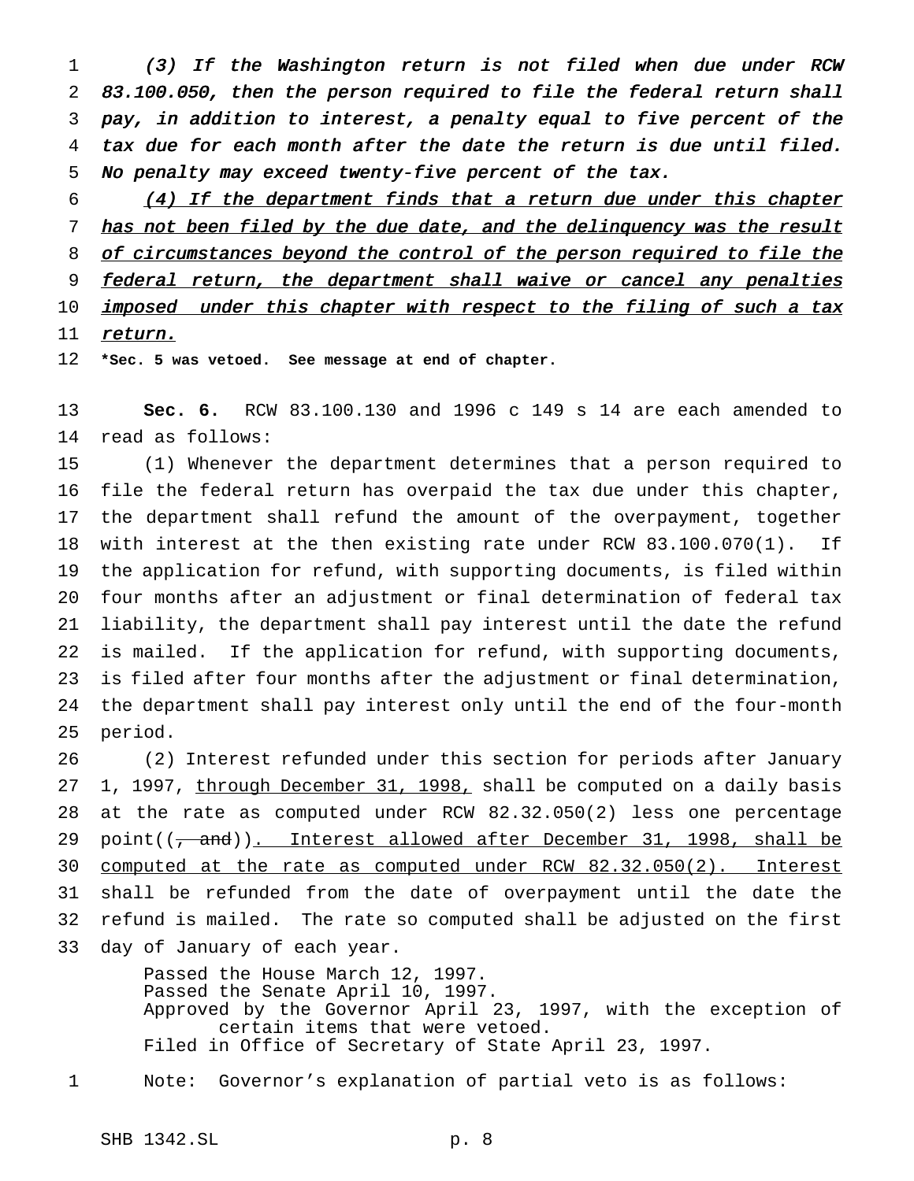*(3) If the Washington return is not filed when due under RCW 83.100.050, then the person required to file the federal return shall pay, in addition to interest, a penalty equal to five percent of the tax due for each month after the date the return is due until filed. No penalty may exceed twenty-five percent of the tax.*

*(4) If the department finds that a return due under this chapter has not been filed by the due date, and the delinquency was the result of circumstances beyond the control of the person required to file the federal return, the department shall waive or cancel any penalties imposed under this chapter with respect to the filing of such a tax return.*

**\*Sec. 5 was vetoed. See message at end of chapter.**

**Sec. 6.** RCW 83.100.130 and 1996 c 149 s 14 are each amended to read as follows:

(1) Whenever the department determines that a person required to file the federal return has overpaid the tax due under this chapter, the department shall refund the amount of the overpayment, together with interest at the then existing rate under RCW 83.100.070(1). If the application for refund, with supporting documents, is filed within four months after an adjustment or final determination of federal tax liability, the department shall pay interest until the date the refund is mailed. If the application for refund, with supporting documents, is filed after four months after the adjustment or final determination, the department shall pay interest only until the end of the four-month period.

(2) Interest refunded under this section for periods after January 1, 1997, through December 31, 1998, shall be computed on a daily basis at the rate as computed under RCW 82.32.050(2) less one percentage point((~~, and~~)). Interest allowed after December 31, 1998, shall be computed at the rate as computed under RCW 82.32.050(2). Interest shall be refunded from the date of overpayment until the date the refund is mailed. The rate so computed shall be adjusted on the first day of January of each year.

Passed the House March 12, 1997.
Passed the Senate April 10, 1997.
Approved by the Governor April 23, 1997, with the exception of certain items that were vetoed.
Filed in Office of Secretary of State April 23, 1997.

Note: Governor's explanation of partial veto is as follows: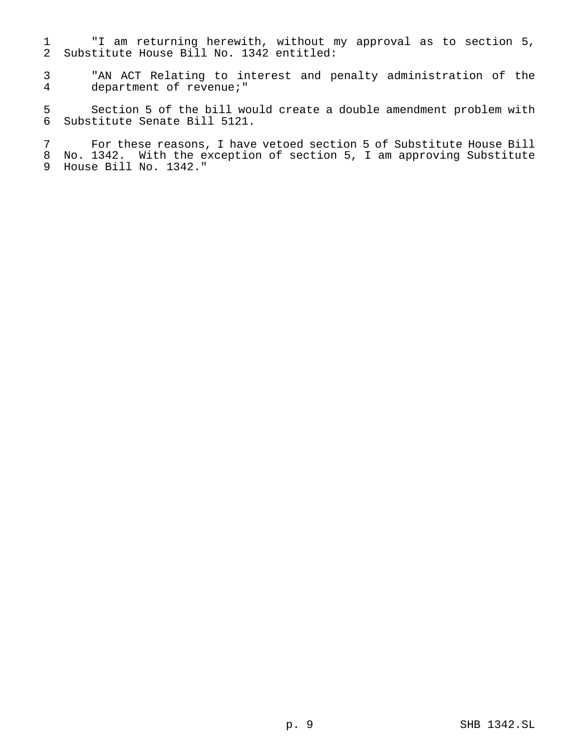"I am returning herewith, without my approval as to section 5, Substitute House Bill No. 1342 entitled:

"AN ACT Relating to interest and penalty administration of the department of revenue;"

Section 5 of the bill would create a double amendment problem with Substitute Senate Bill 5121.

For these reasons, I have vetoed section 5 of Substitute House Bill No. 1342. With the exception of section 5, I am approving Substitute House Bill No. 1342."